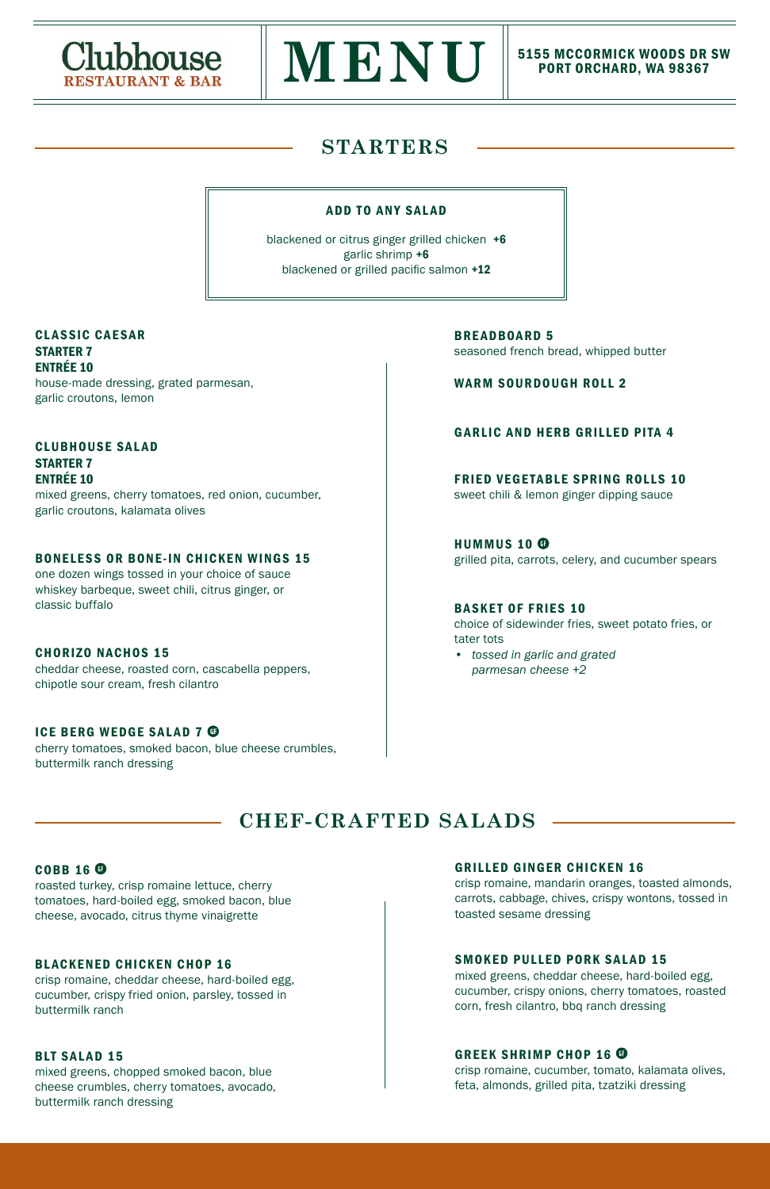# Clubhouse RESTAURANT & BAR

# MENU

**5155 MCCORMICK WOODS DR SW
PORT ORCHARD, WA 98367**

## STARTERS

### ADD TO ANY SALAD

blackened or citrus ginger grilled chicken **+6**
garlic shrimp **+6**
blackened or grilled pacific salmon **+12**

**CLASSIC CAESAR**
**STARTER 7**
**ENTRÉE 10**
house-made dressing, grated parmesan, garlic croutons, lemon

**CLUBHOUSE SALAD**
**STARTER 7**
**ENTRÉE 10**
mixed greens, cherry tomatoes, red onion, cucumber, garlic croutons, kalamata olives

**BONELESS OR BONE-IN CHICKEN WINGS 15**
one dozen wings tossed in your choice of sauce whiskey barbeque, sweet chili, citrus ginger, or classic buffalo

**CHORIZO NACHOS 15**
cheddar cheese, roasted corn, cascabella peppers, chipotle sour cream, fresh cilantro

**ICE BERG WEDGE SALAD 7** GF
cherry tomatoes, smoked bacon, blue cheese crumbles, buttermilk ranch dressing

**BREADBOARD 5**
seasoned french bread, whipped butter

**WARM SOURDOUGH ROLL 2**

**GARLIC AND HERB GRILLED PITA 4**

**FRIED VEGETABLE SPRING ROLLS 10**
sweet chili & lemon ginger dipping sauce

**HUMMUS 10** GF
grilled pita, carrots, celery, and cucumber spears

**BASKET OF FRIES 10**
choice of sidewinder fries, sweet potato fries, or tater tots

- *tossed in garlic and grated parmesan cheese +2*

## CHEF-CRAFTED SALADS

**COBB 16** GF
roasted turkey, crisp romaine lettuce, cherry tomatoes, hard-boiled egg, smoked bacon, blue cheese, avocado, citrus thyme vinaigrette

**BLACKENED CHICKEN CHOP 16**
crisp romaine, cheddar cheese, hard-boiled egg, cucumber, crispy fried onion, parsley, tossed in buttermilk ranch

**BLT SALAD 15**
mixed greens, chopped smoked bacon, blue cheese crumbles, cherry tomatoes, avocado, buttermilk ranch dressing

**GRILLED GINGER CHICKEN 16**
crisp romaine, mandarin oranges, toasted almonds, carrots, cabbage, chives, crispy wontons, tossed in toasted sesame dressing

**SMOKED PULLED PORK SALAD 15**
mixed greens, cheddar cheese, hard-boiled egg, cucumber, crispy onions, cherry tomatoes, roasted corn, fresh cilantro, bbq ranch dressing

**GREEK SHRIMP CHOP 16** GF
crisp romaine, cucumber, tomato, kalamata olives, feta, almonds, grilled pita, tzatziki dressing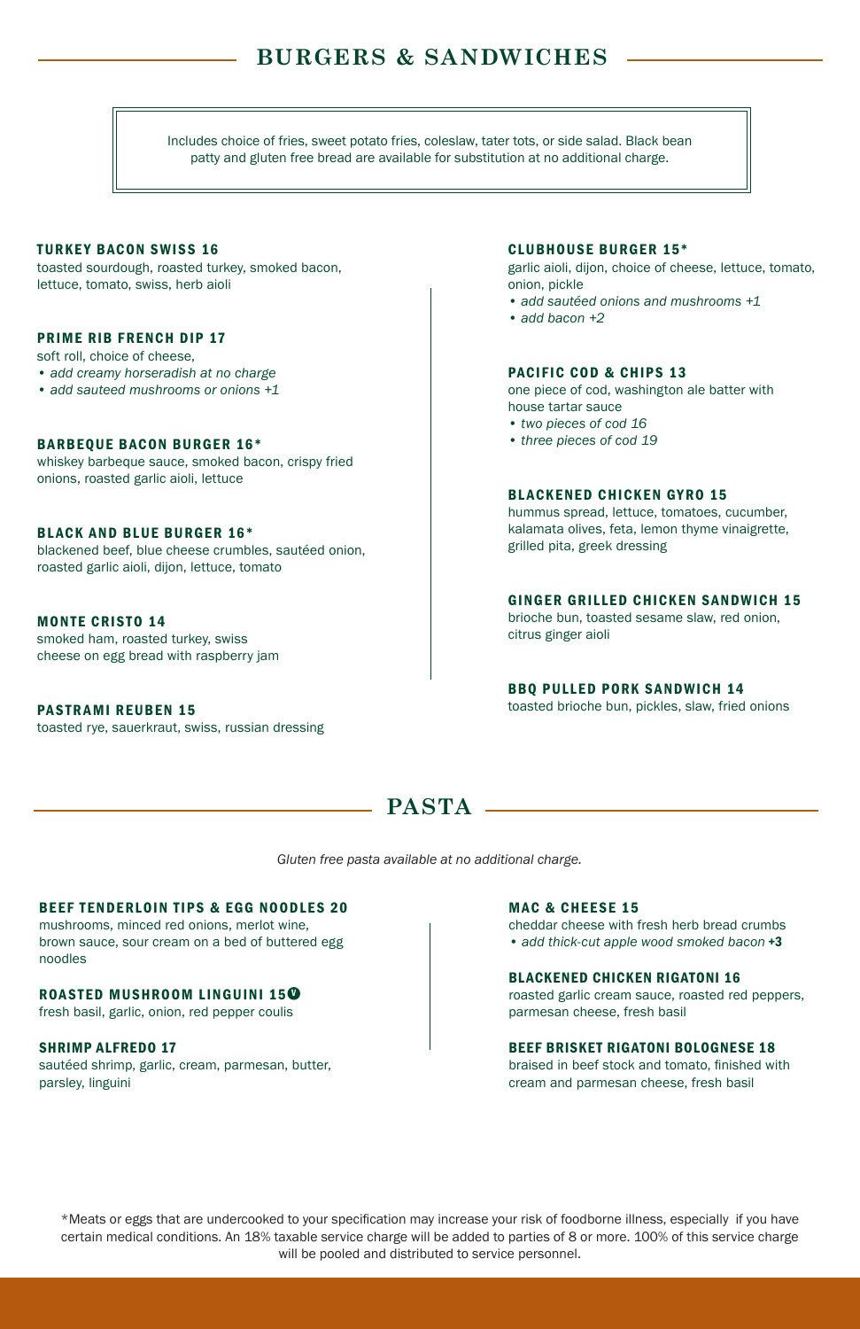# BURGERS & SANDWICHES

Includes choice of fries, sweet potato fries, coleslaw, tater tots, or side salad. Black bean patty and gluten free bread are available for substitution at no additional charge.

### TURKEY BACON SWISS 16
toasted sourdough, roasted turkey, smoked bacon, lettuce, tomato, swiss, herb aioli

### PRIME RIB FRENCH DIP 17
soft roll, choice of cheese,
- *add creamy horseradish at no charge*
- *add sauteed mushrooms or onions +1*

### BARBEQUE BACON BURGER 16*
whiskey barbeque sauce, smoked bacon, crispy fried onions, roasted garlic aioli, lettuce

### BLACK AND BLUE BURGER 16*
blackened beef, blue cheese crumbles, sautéed onion, roasted garlic aioli, dijon, lettuce, tomato

### MONTE CRISTO 14
smoked ham, roasted turkey, swiss cheese on egg bread with raspberry jam

### PASTRAMI REUBEN 15
toasted rye, sauerkraut, swiss, russian dressing

### CLUBHOUSE BURGER 15*
garlic aioli, dijon, choice of cheese, lettuce, tomato, onion, pickle
- *add sautéed onions and mushrooms +1*
- *add bacon +2*

### PACIFIC COD & CHIPS 13
one piece of cod, washington ale batter with house tartar sauce
- *two pieces of cod 16*
- *three pieces of cod 19*

### BLACKENED CHICKEN GYRO 15
hummus spread, lettuce, tomatoes, cucumber, kalamata olives, feta, lemon thyme vinaigrette, grilled pita, greek dressing

### GINGER GRILLED CHICKEN SANDWICH 15
brioche bun, toasted sesame slaw, red onion, citrus ginger aioli

### BBQ PULLED PORK SANDWICH 14
toasted brioche bun, pickles, slaw, fried onions

# PASTA

*Gluten free pasta available at no additional charge.*

### BEEF TENDERLOIN TIPS & EGG NOODLES 20
mushrooms, minced red onions, merlot wine, brown sauce, sour cream on a bed of buttered egg noodles

### ROASTED MUSHROOM LINGUINI 15 (V)
fresh basil, garlic, onion, red pepper coulis

### SHRIMP ALFREDO 17
sautéed shrimp, garlic, cream, parmesan, butter, parsley, linguini

### MAC & CHEESE 15
cheddar cheese with fresh herb bread crumbs
- *add thick-cut apple wood smoked bacon* **+3**

### BLACKENED CHICKEN RIGATONI 16
roasted garlic cream sauce, roasted red peppers, parmesan cheese, fresh basil

### BEEF BRISKET RIGATONI BOLOGNESE 18
braised in beef stock and tomato, finished with cream and parmesan cheese, fresh basil

*Meats or eggs that are undercooked to your specification may increase your risk of foodborne illness, especially if you have certain medical conditions. An 18% taxable service charge will be added to parties of 8 or more. 100% of this service charge will be pooled and distributed to service personnel.